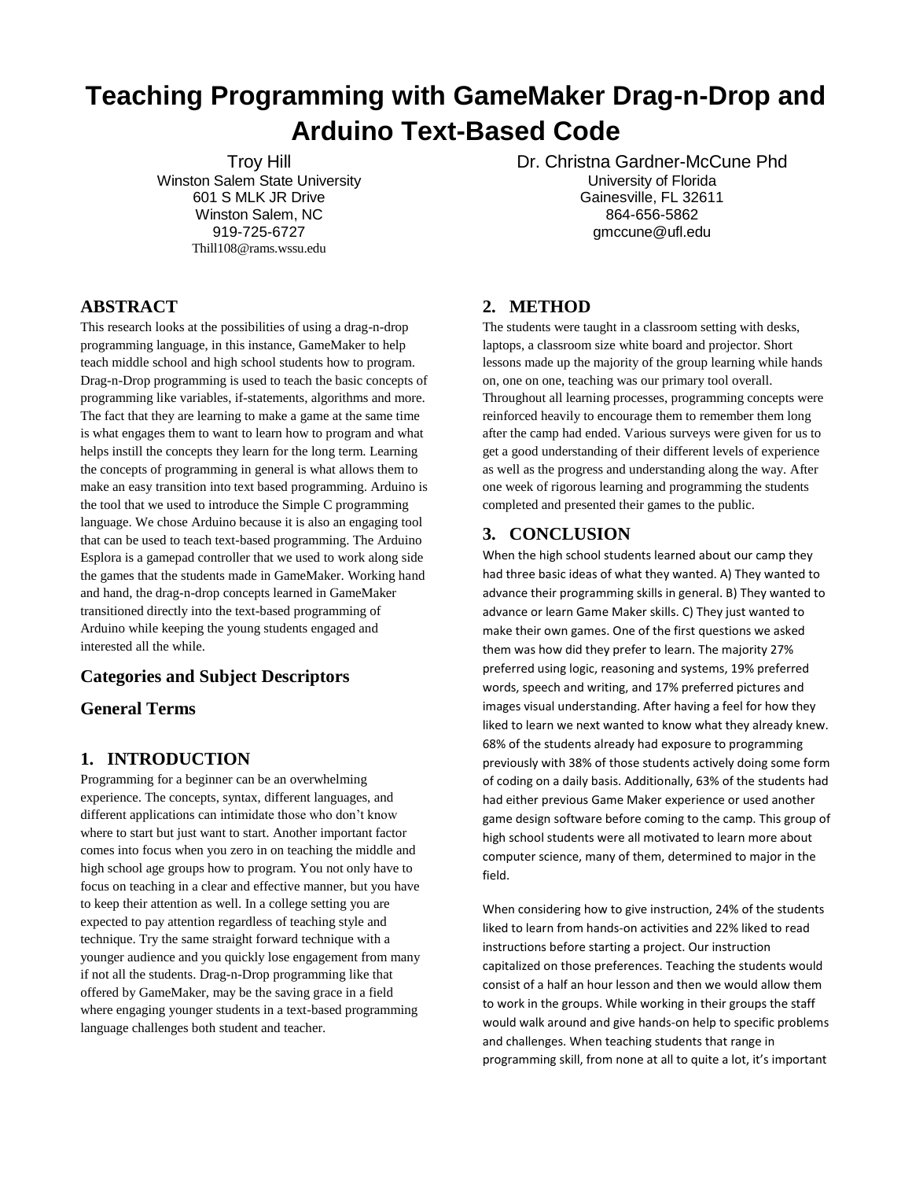# Teaching Programming with GameMaker Drag-n-Drop and Arduino Text-Based Code

Troy Hill
Winston Salem State University
601 S MLK JR Drive
Winston Salem, NC
919-725-6727
Thill108@rams.wssu.edu

Dr. Christna Gardner-McCune Phd
University of Florida
Gainesville, FL 32611
864-656-5862
gmccune@ufl.edu

## ABSTRACT

This research looks at the possibilities of using a drag-n-drop programming language, in this instance, GameMaker to help teach middle school and high school students how to program. Drag-n-Drop programming is used to teach the basic concepts of programming like variables, if-statements, algorithms and more. The fact that they are learning to make a game at the same time is what engages them to want to learn how to program and what helps instill the concepts they learn for the long term. Learning the concepts of programming in general is what allows them to make an easy transition into text based programming. Arduino is the tool that we used to introduce the Simple C programming language. We chose Arduino because it is also an engaging tool that can be used to teach text-based programming. The Arduino Esplora is a gamepad controller that we used to work along side the games that the students made in GameMaker. Working hand and hand, the drag-n-drop concepts learned in GameMaker transitioned directly into the text-based programming of Arduino while keeping the young students engaged and interested all the while.

## Categories and Subject Descriptors

## General Terms

## 1. INTRODUCTION

Programming for a beginner can be an overwhelming experience. The concepts, syntax, different languages, and different applications can intimidate those who don't know where to start but just want to start. Another important factor comes into focus when you zero in on teaching the middle and high school age groups how to program. You not only have to focus on teaching in a clear and effective manner, but you have to keep their attention as well. In a college setting you are expected to pay attention regardless of teaching style and technique. Try the same straight forward technique with a younger audience and you quickly lose engagement from many if not all the students. Drag-n-Drop programming like that offered by GameMaker, may be the saving grace in a field where engaging younger students in a text-based programming language challenges both student and teacher.

## 2. METHOD

The students were taught in a classroom setting with desks, laptops, a classroom size white board and projector. Short lessons made up the majority of the group learning while hands on, one on one, teaching was our primary tool overall. Throughout all learning processes, programming concepts were reinforced heavily to encourage them to remember them long after the camp had ended. Various surveys were given for us to get a good understanding of their different levels of experience as well as the progress and understanding along the way. After one week of rigorous learning and programming the students completed and presented their games to the public.

## 3. CONCLUSION

When the high school students learned about our camp they had three basic ideas of what they wanted. A) They wanted to advance their programming skills in general. B) They wanted to advance or learn Game Maker skills. C) They just wanted to make their own games. One of the first questions we asked them was how did they prefer to learn. The majority 27% preferred using logic, reasoning and systems, 19% preferred words, speech and writing, and 17% preferred pictures and images visual understanding. After having a feel for how they liked to learn we next wanted to know what they already knew. 68% of the students already had exposure to programming previously with 38% of those students actively doing some form of coding on a daily basis. Additionally, 63% of the students had had either previous Game Maker experience or used another game design software before coming to the camp. This group of high school students were all motivated to learn more about computer science, many of them, determined to major in the field.

When considering how to give instruction, 24% of the students liked to learn from hands-on activities and 22% liked to read instructions before starting a project. Our instruction capitalized on those preferences. Teaching the students would consist of a half an hour lesson and then we would allow them to work in the groups. While working in their groups the staff would walk around and give hands-on help to specific problems and challenges. When teaching students that range in programming skill, from none at all to quite a lot, it's important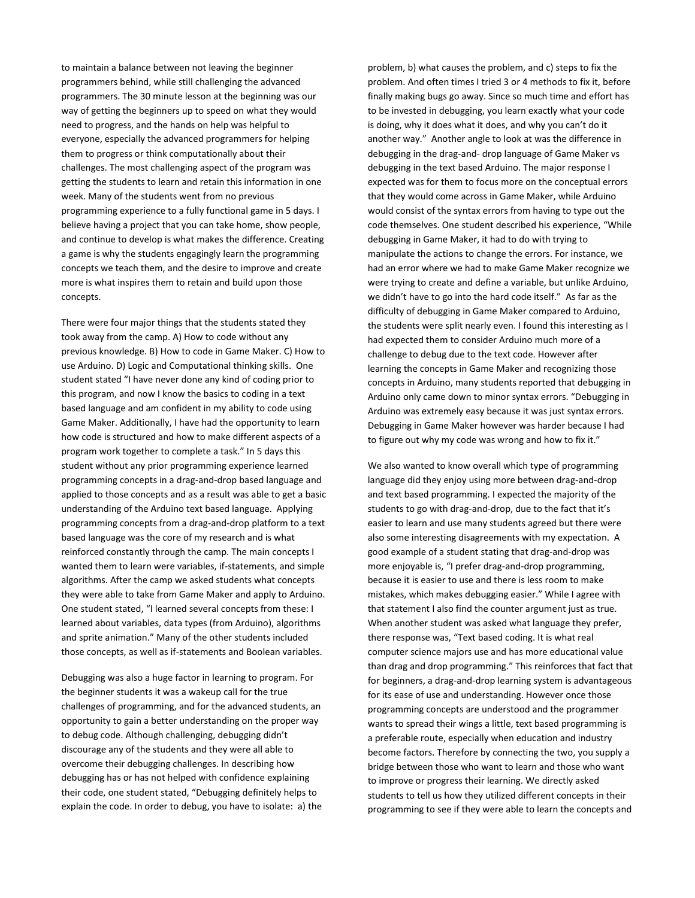to maintain a balance between not leaving the beginner programmers behind, while still challenging the advanced programmers. The 30 minute lesson at the beginning was our way of getting the beginners up to speed on what they would need to progress, and the hands on help was helpful to everyone, especially the advanced programmers for helping them to progress or think computationally about their challenges. The most challenging aspect of the program was getting the students to learn and retain this information in one week. Many of the students went from no previous programming experience to a fully functional game in 5 days. I believe having a project that you can take home, show people, and continue to develop is what makes the difference. Creating a game is why the students engagingly learn the programming concepts we teach them, and the desire to improve and create more is what inspires them to retain and build upon those concepts.

There were four major things that the students stated they took away from the camp. A) How to code without any previous knowledge. B) How to code in Game Maker. C) How to use Arduino. D) Logic and Computational thinking skills. One student stated "I have never done any kind of coding prior to this program, and now I know the basics to coding in a text based language and am confident in my ability to code using Game Maker. Additionally, I have had the opportunity to learn how code is structured and how to make different aspects of a program work together to complete a task." In 5 days this student without any prior programming experience learned programming concepts in a drag-and-drop based language and applied to those concepts and as a result was able to get a basic understanding of the Arduino text based language. Applying programming concepts from a drag-and-drop platform to a text based language was the core of my research and is what reinforced constantly through the camp. The main concepts I wanted them to learn were variables, if-statements, and simple algorithms. After the camp we asked students what concepts they were able to take from Game Maker and apply to Arduino. One student stated, "I learned several concepts from these: I learned about variables, data types (from Arduino), algorithms and sprite animation." Many of the other students included those concepts, as well as if-statements and Boolean variables.

Debugging was also a huge factor in learning to program. For the beginner students it was a wakeup call for the true challenges of programming, and for the advanced students, an opportunity to gain a better understanding on the proper way to debug code. Although challenging, debugging didn't discourage any of the students and they were all able to overcome their debugging challenges. In describing how debugging has or has not helped with confidence explaining their code, one student stated, "Debugging definitely helps to explain the code. In order to debug, you have to isolate: a) the problem, b) what causes the problem, and c) steps to fix the problem. And often times I tried 3 or 4 methods to fix it, before finally making bugs go away. Since so much time and effort has to be invested in debugging, you learn exactly what your code is doing, why it does what it does, and why you can't do it another way." Another angle to look at was the difference in debugging in the drag-and- drop language of Game Maker vs debugging in the text based Arduino. The major response I expected was for them to focus more on the conceptual errors that they would come across in Game Maker, while Arduino would consist of the syntax errors from having to type out the code themselves. One student described his experience, "While debugging in Game Maker, it had to do with trying to manipulate the actions to change the errors. For instance, we had an error where we had to make Game Maker recognize we were trying to create and define a variable, but unlike Arduino, we didn't have to go into the hard code itself." As far as the difficulty of debugging in Game Maker compared to Arduino, the students were split nearly even. I found this interesting as I had expected them to consider Arduino much more of a challenge to debug due to the text code. However after learning the concepts in Game Maker and recognizing those concepts in Arduino, many students reported that debugging in Arduino only came down to minor syntax errors. "Debugging in Arduino was extremely easy because it was just syntax errors. Debugging in Game Maker however was harder because I had to figure out why my code was wrong and how to fix it."

We also wanted to know overall which type of programming language did they enjoy using more between drag-and-drop and text based programming. I expected the majority of the students to go with drag-and-drop, due to the fact that it's easier to learn and use many students agreed but there were also some interesting disagreements with my expectation. A good example of a student stating that drag-and-drop was more enjoyable is, "I prefer drag-and-drop programming, because it is easier to use and there is less room to make mistakes, which makes debugging easier." While I agree with that statement I also find the counter argument just as true. When another student was asked what language they prefer, there response was, "Text based coding. It is what real computer science majors use and has more educational value than drag and drop programming." This reinforces that fact that for beginners, a drag-and-drop learning system is advantageous for its ease of use and understanding. However once those programming concepts are understood and the programmer wants to spread their wings a little, text based programming is a preferable route, especially when education and industry become factors. Therefore by connecting the two, you supply a bridge between those who want to learn and those who want to improve or progress their learning. We directly asked students to tell us how they utilized different concepts in their programming to see if they were able to learn the concepts and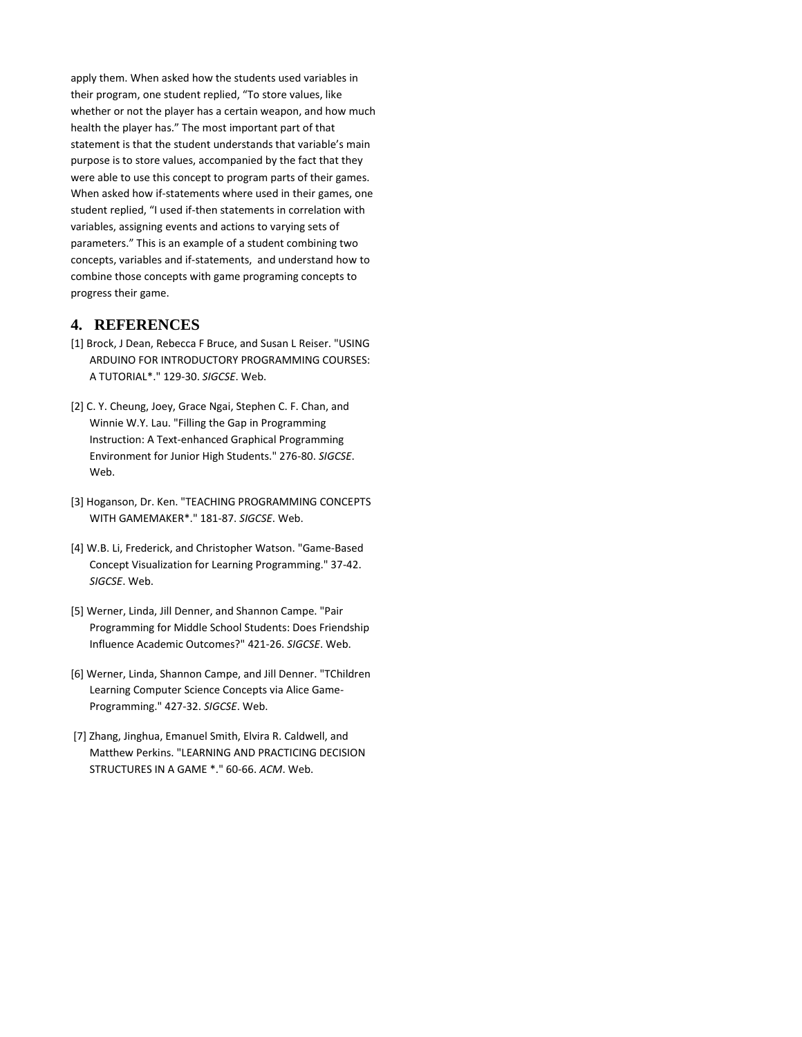apply them. When asked how the students used variables in their program, one student replied, "To store values, like whether or not the player has a certain weapon, and how much health the player has." The most important part of that statement is that the student understands that variable's main purpose is to store values, accompanied by the fact that they were able to use this concept to program parts of their games. When asked how if-statements where used in their games, one student replied, "I used if-then statements in correlation with variables, assigning events and actions to varying sets of parameters." This is an example of a student combining two concepts, variables and if-statements, and understand how to combine those concepts with game programing concepts to progress their game.

## 4. REFERENCES

[1] Brock, J Dean, Rebecca F Bruce, and Susan L Reiser. "USING ARDUINO FOR INTRODUCTORY PROGRAMMING COURSES: A TUTORIAL*." 129-30. *SIGCSE*. Web.

[2] C. Y. Cheung, Joey, Grace Ngai, Stephen C. F. Chan, and Winnie W.Y. Lau. "Filling the Gap in Programming Instruction: A Text-enhanced Graphical Programming Environment for Junior High Students." 276-80. *SIGCSE*. Web.

[3] Hoganson, Dr. Ken. "TEACHING PROGRAMMING CONCEPTS WITH GAMEMAKER*." 181-87. *SIGCSE*. Web.

[4] W.B. Li, Frederick, and Christopher Watson. "Game-Based Concept Visualization for Learning Programming." 37-42. *SIGCSE*. Web.

[5] Werner, Linda, Jill Denner, and Shannon Campe. "Pair Programming for Middle School Students: Does Friendship Influence Academic Outcomes?" 421-26. *SIGCSE*. Web.

[6] Werner, Linda, Shannon Campe, and Jill Denner. "TChildren Learning Computer Science Concepts via Alice Game-Programming." 427-32. *SIGCSE*. Web.

[7] Zhang, Jinghua, Emanuel Smith, Elvira R. Caldwell, and Matthew Perkins. "LEARNING AND PRACTICING DECISION STRUCTURES IN A GAME *." 60-66. *ACM*. Web.